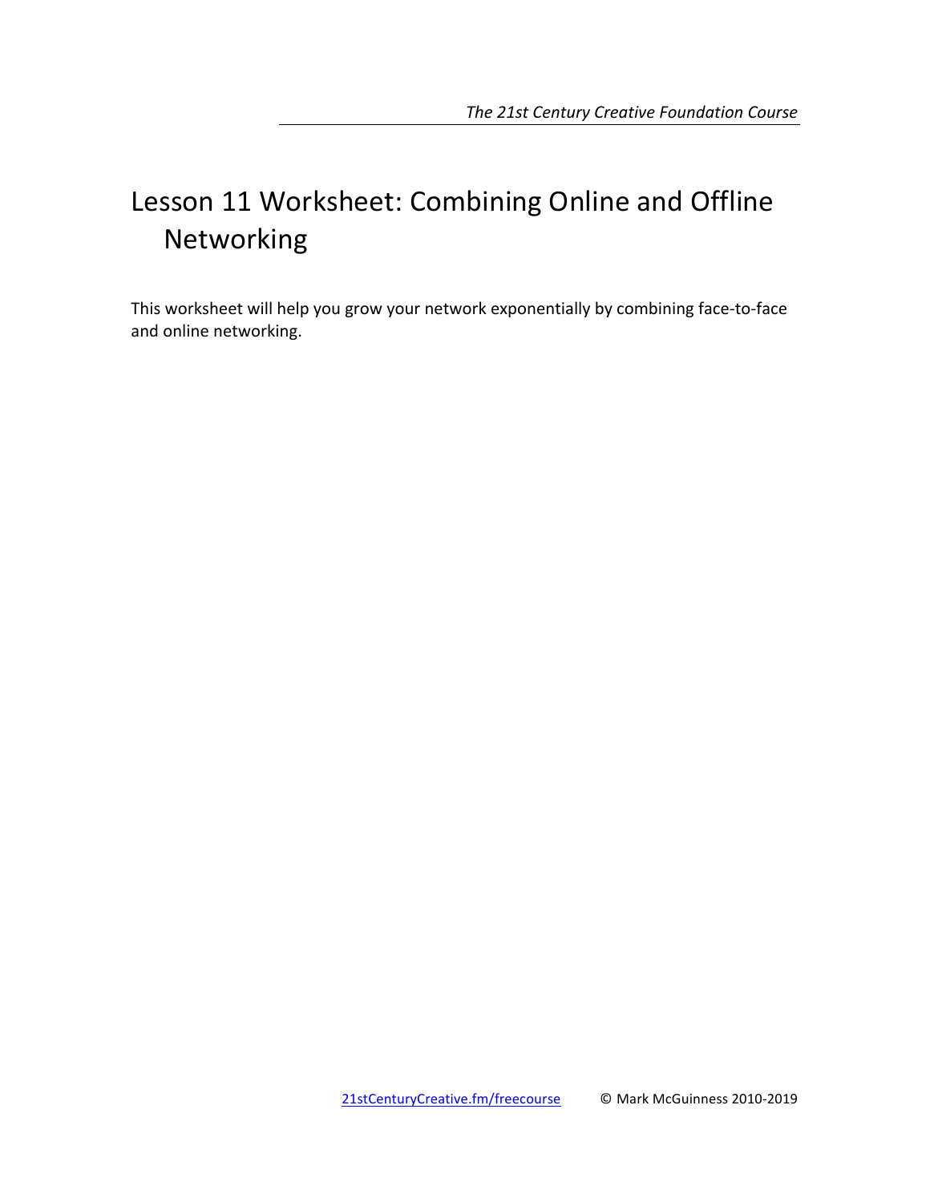# Lesson 11 Worksheet: Combining Online and Offline Networking

This worksheet will help you grow your network exponentially by combining face-to-face and online networking.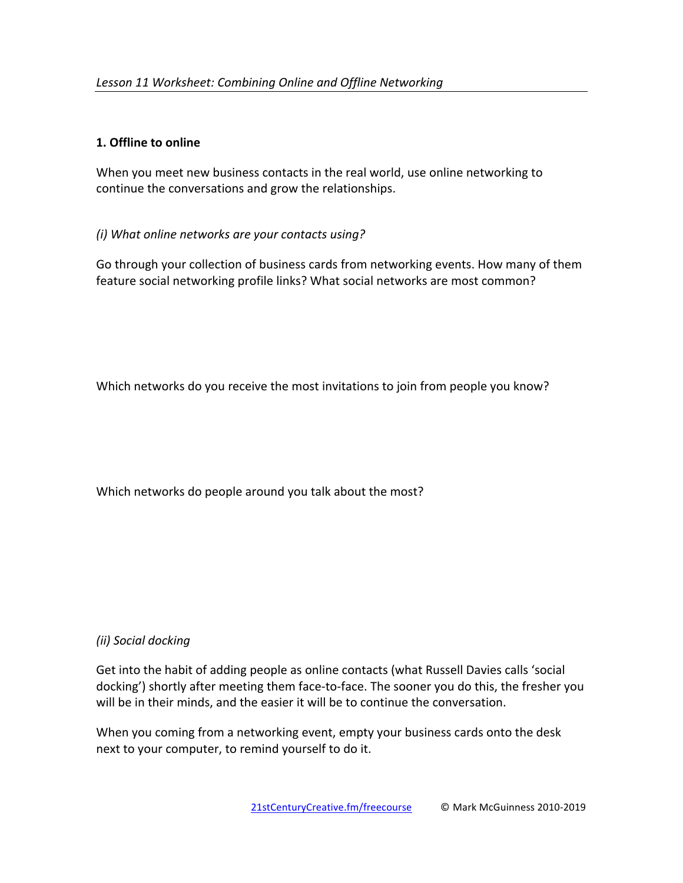*Lesson 11 Worksheet: Combining Online and Offline Networking*

**1. Offline to online**

When you meet new business contacts in the real world, use online networking to continue the conversations and grow the relationships.

*(i) What online networks are your contacts using?*

Go through your collection of business cards from networking events. How many of them feature social networking profile links? What social networks are most common?

Which networks do you receive the most invitations to join from people you know?

Which networks do people around you talk about the most?

*(ii) Social docking*

Get into the habit of adding people as online contacts (what Russell Davies calls 'social docking') shortly after meeting them face-to-face. The sooner you do this, the fresher you will be in their minds, and the easier it will be to continue the conversation.

When you coming from a networking event, empty your business cards onto the desk next to your computer, to remind yourself to do it.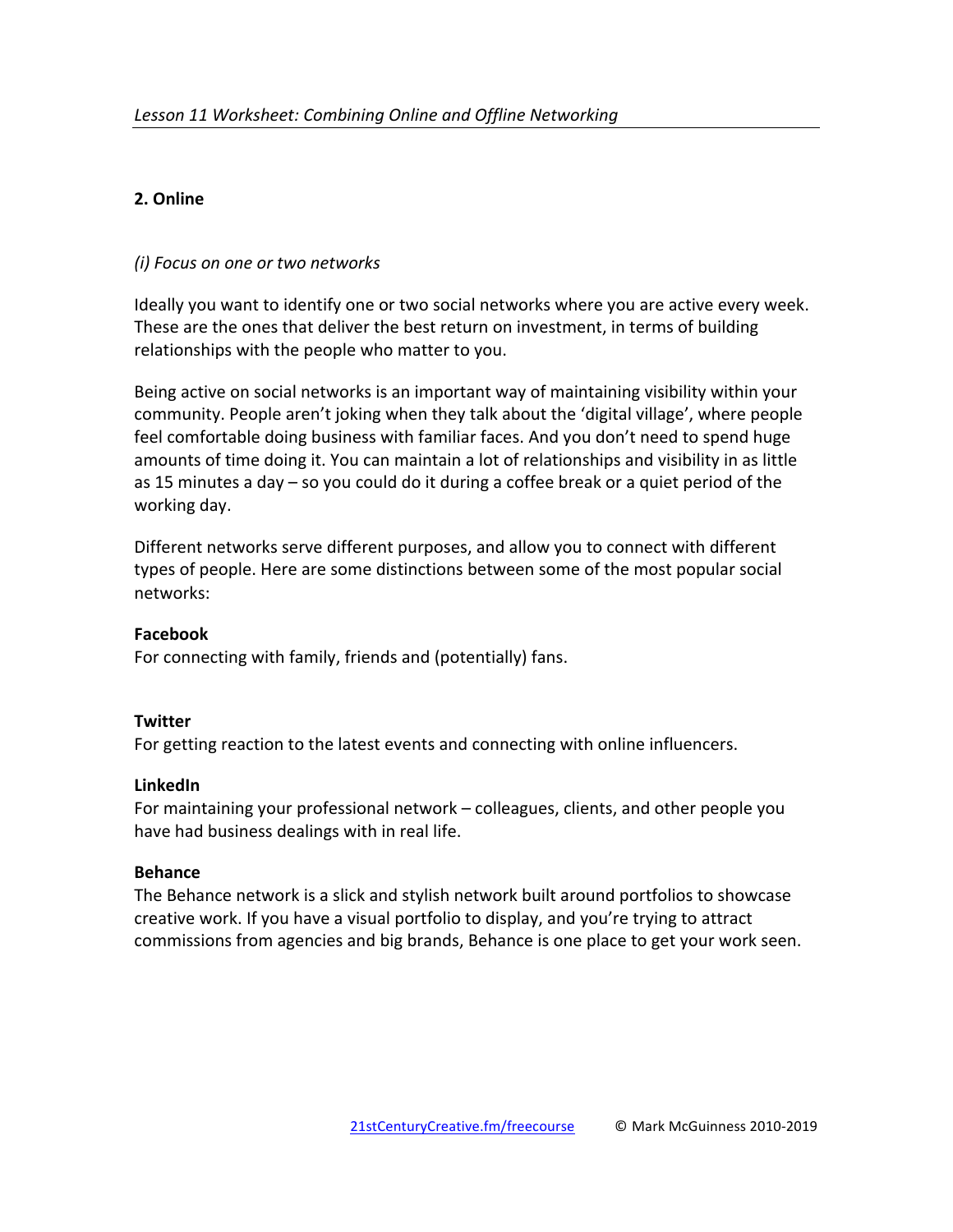## 2. Online

*(i) Focus on one or two networks*

Ideally you want to identify one or two social networks where you are active every week. These are the ones that deliver the best return on investment, in terms of building relationships with the people who matter to you.

Being active on social networks is an important way of maintaining visibility within your community. People aren't joking when they talk about the 'digital village', where people feel comfortable doing business with familiar faces. And you don't need to spend huge amounts of time doing it. You can maintain a lot of relationships and visibility in as little as 15 minutes a day – so you could do it during a coffee break or a quiet period of the working day.

Different networks serve different purposes, and allow you to connect with different types of people. Here are some distinctions between some of the most popular social networks:

**Facebook**
For connecting with family, friends and (potentially) fans.

**Twitter**
For getting reaction to the latest events and connecting with online influencers.

**LinkedIn**
For maintaining your professional network – colleagues, clients, and other people you have had business dealings with in real life.

**Behance**
The Behance network is a slick and stylish network built around portfolios to showcase creative work. If you have a visual portfolio to display, and you're trying to attract commissions from agencies and big brands, Behance is one place to get your work seen.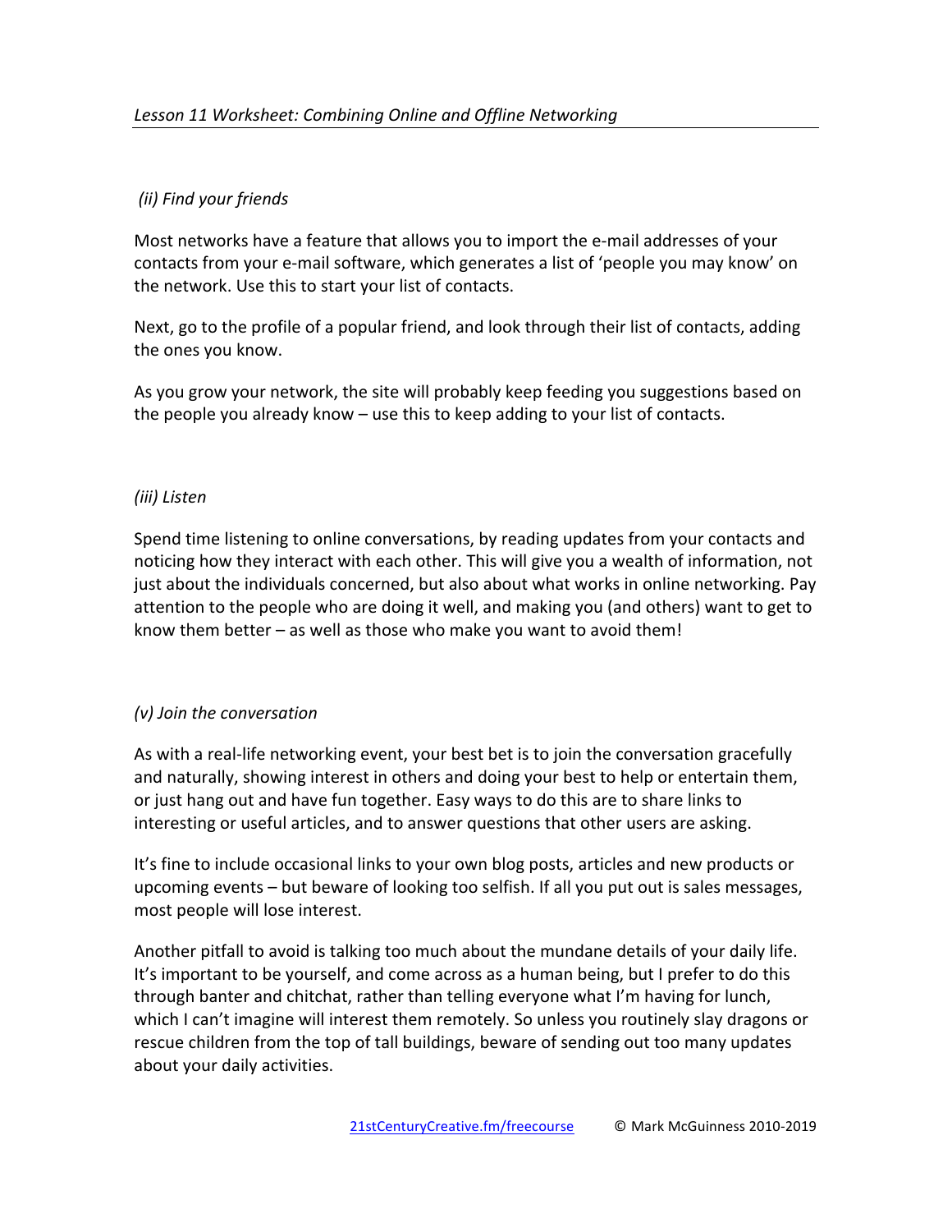### *(ii) Find your friends*

Most networks have a feature that allows you to import the e-mail addresses of your contacts from your e-mail software, which generates a list of 'people you may know' on the network. Use this to start your list of contacts.

Next, go to the profile of a popular friend, and look through their list of contacts, adding the ones you know.

As you grow your network, the site will probably keep feeding you suggestions based on the people you already know – use this to keep adding to your list of contacts.

### *(iii) Listen*

Spend time listening to online conversations, by reading updates from your contacts and noticing how they interact with each other. This will give you a wealth of information, not just about the individuals concerned, but also about what works in online networking. Pay attention to the people who are doing it well, and making you (and others) want to get to know them better – as well as those who make you want to avoid them!

### *(v) Join the conversation*

As with a real-life networking event, your best bet is to join the conversation gracefully and naturally, showing interest in others and doing your best to help or entertain them, or just hang out and have fun together. Easy ways to do this are to share links to interesting or useful articles, and to answer questions that other users are asking.

It's fine to include occasional links to your own blog posts, articles and new products or upcoming events – but beware of looking too selfish. If all you put out is sales messages, most people will lose interest.

Another pitfall to avoid is talking too much about the mundane details of your daily life. It's important to be yourself, and come across as a human being, but I prefer to do this through banter and chitchat, rather than telling everyone what I'm having for lunch, which I can't imagine will interest them remotely. So unless you routinely slay dragons or rescue children from the top of tall buildings, beware of sending out too many updates about your daily activities.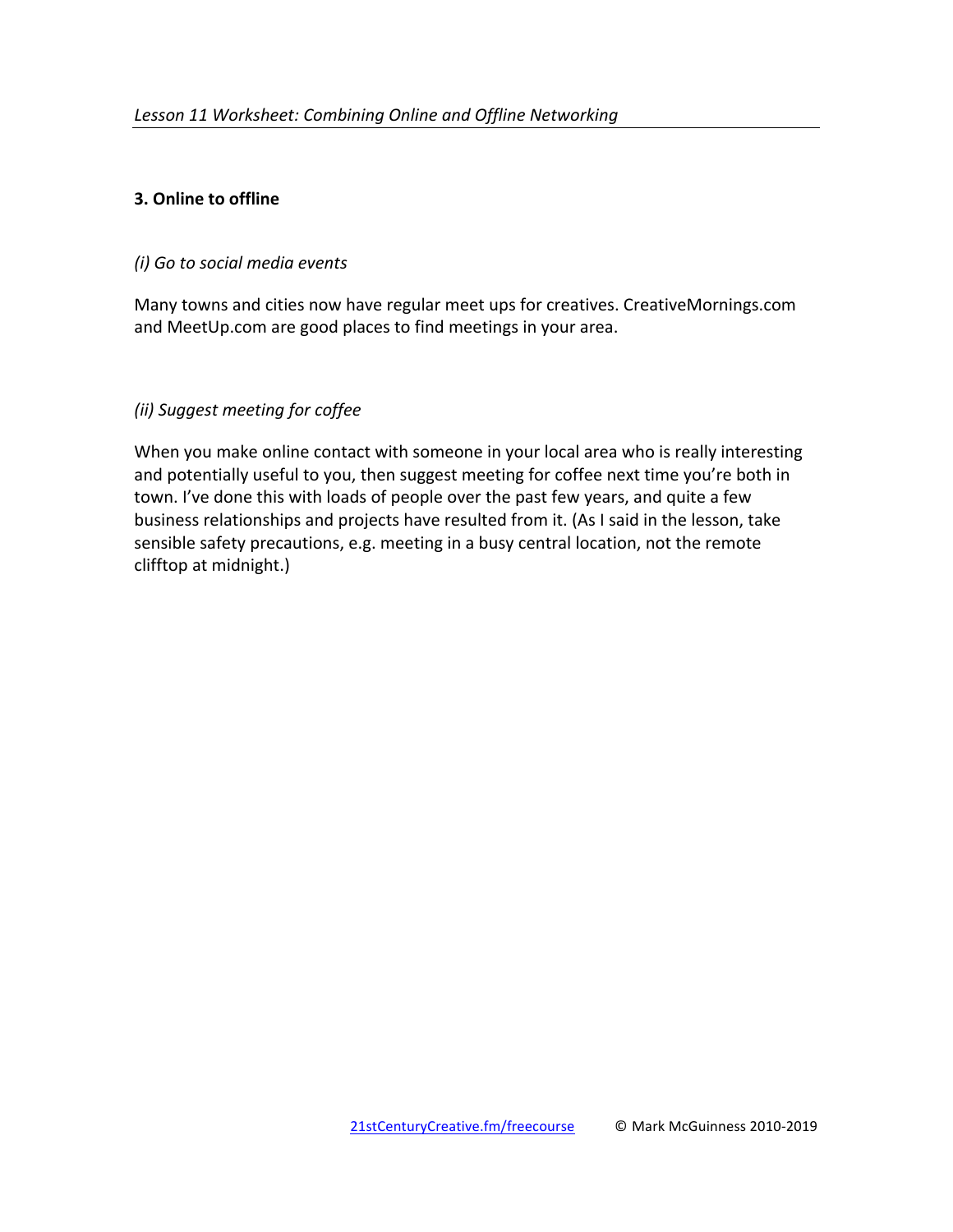## 3. Online to offline

*(i) Go to social media events*

Many towns and cities now have regular meet ups for creatives. CreativeMornings.com and MeetUp.com are good places to find meetings in your area.

*(ii) Suggest meeting for coffee*

When you make online contact with someone in your local area who is really interesting and potentially useful to you, then suggest meeting for coffee next time you're both in town. I've done this with loads of people over the past few years, and quite a few business relationships and projects have resulted from it. (As I said in the lesson, take sensible safety precautions, e.g. meeting in a busy central location, not the remote clifftop at midnight.)